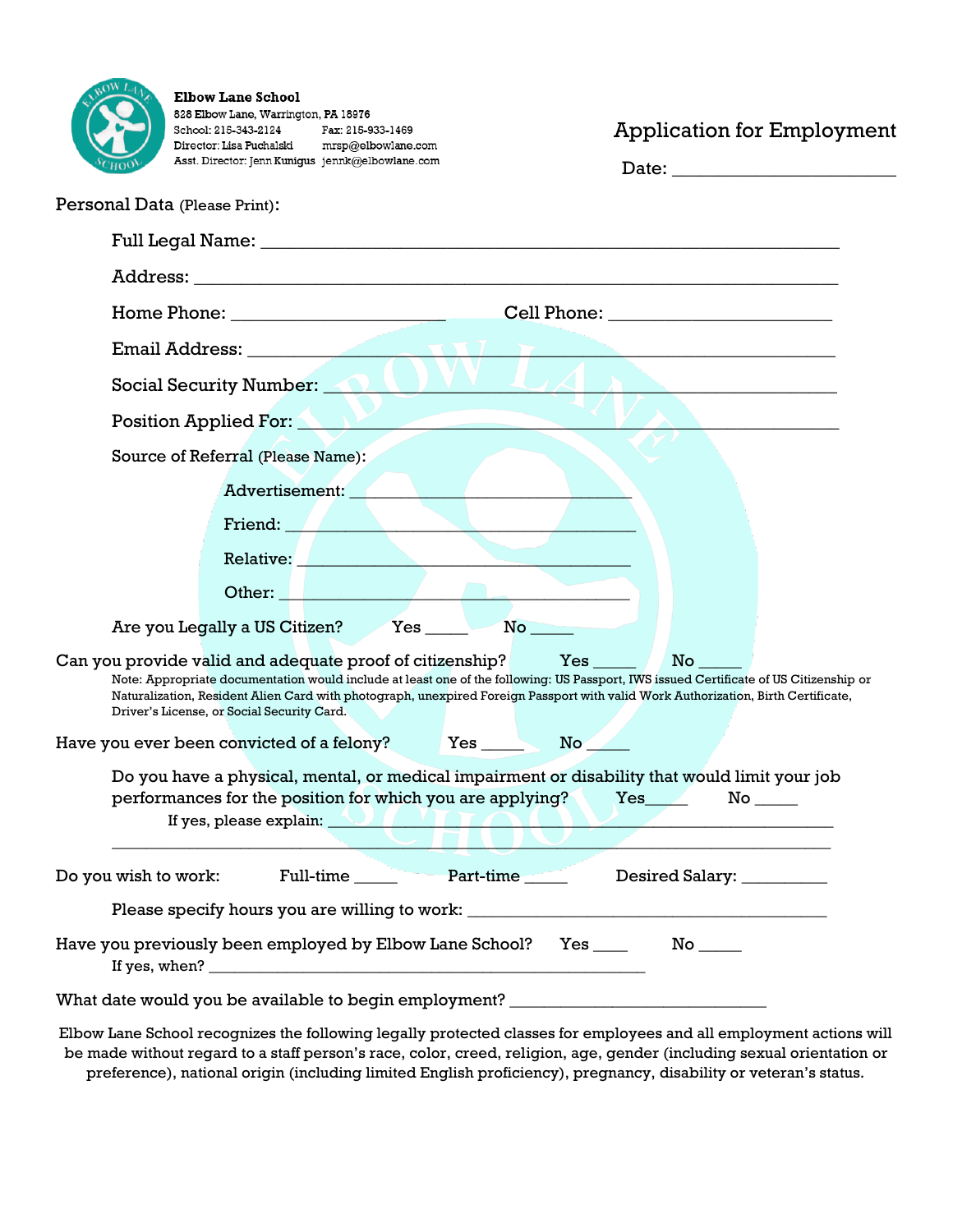**Elbow Lane School**
828 Elbow Lane, Warrington, PA 18976
School: 215-343-2124 Fax: 215-933-1469
Director: Lisa Puchalski mrsp@elbowlane.com
Asst. Director: Jenn Kunigus jennk@elbowlane.com

# Application for Employment

Date: ______________________

Personal Data (Please Print):

Full Legal Name: ______________________________________________

Address: ______________________________________________

Home Phone: ____________________ Cell Phone: ____________________

Email Address: ______________________________________________

Social Security Number: ______________________________________________

Position Applied For: ______________________________________________

Source of Referral (Please Name):

Advertisement: ____________________________

Friend: ____________________________

Relative: ____________________________

Other: ____________________________

Are you Legally a US Citizen? Yes _____ No _____

Can you provide valid and adequate proof of citizenship? Yes _____ No _____

Note: Appropriate documentation would include at least one of the following: US Passport, IWS issued Certificate of US Citizenship or Naturalization, Resident Alien Card with photograph, unexpired Foreign Passport with valid Work Authorization, Birth Certificate, Driver's License, or Social Security Card.

Have you ever been convicted of a felony? Yes _____ No _____

Do you have a physical, mental, or medical impairment or disability that would limit your job performances for the position for which you are applying? Yes_____ No _____

If yes, please explain: ______________________________________________

______________________________________________________________

Do you wish to work: Full-time _____ Part-time _____ Desired Salary: _________

Please specify hours you are willing to work: ______________________________

Have you previously been employed by Elbow Lane School? Yes ____ No _____

If yes, when? ______________________________________________

What date would you be available to begin employment? ________________________

Elbow Lane School recognizes the following legally protected classes for employees and all employment actions will be made without regard to a staff person's race, color, creed, religion, age, gender (including sexual orientation or preference), national origin (including limited English proficiency), pregnancy, disability or veteran's status.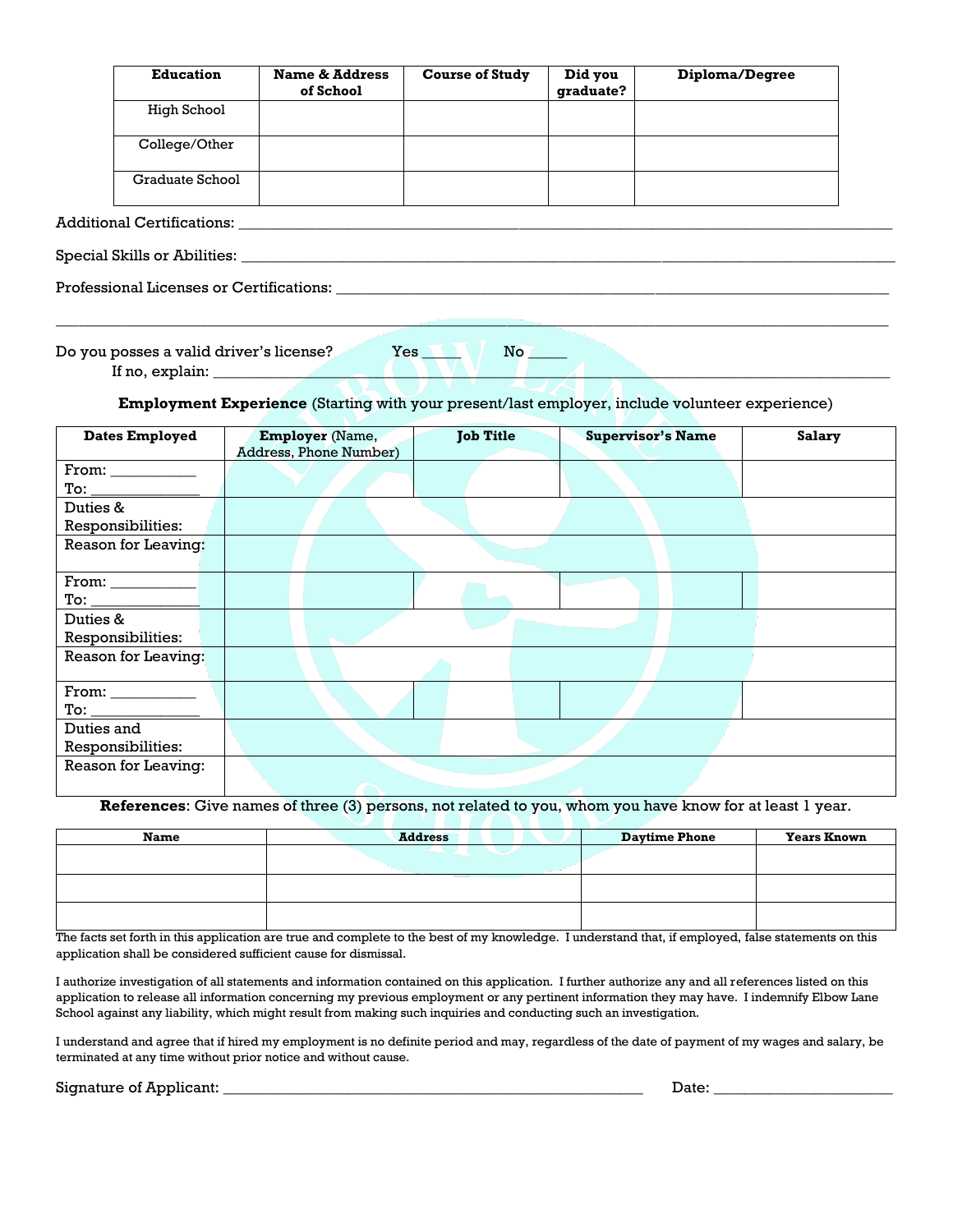| Education | Name & Address of School | Course of Study | Did you graduate? | Diploma/Degree |
|---|---|---|---|---|
| High School | | | | |
| College/Other | | | | |
| Graduate School | | | | |

Additional Certifications: ___________________________________________________________________________

Special Skills or Abilities: ___________________________________________________________________________

Professional Licenses or Certifications: ___________________________________________________________________

_______________________________________________________________________________________________

Do you posses a valid driver's license? Yes _____ No _____

If no, explain: ___________________________________________________________________________

**Employment Experience** (Starting with your present/last employer, include volunteer experience)

| Dates Employed | **Employer** (Name, Address, Phone Number) | Job Title | Supervisor's Name | Salary |
|---|---|---|---|---|
| From: __________ To: ______________ | | | | |
| Duties & Responsibilities: | | | | |
| Reason for Leaving: | | | | |
| From: __________ To: ______________ | | | | |
| Duties & Responsibilities: | | | | |
| Reason for Leaving: | | | | |
| From: __________ To: ______________ | | | | |
| Duties and Responsibilities: | | | | |
| Reason for Leaving: | | | | |

**References**: Give names of three (3) persons, not related to you, whom you have know for at least 1 year.

| Name | Address | Daytime Phone | Years Known |
|---|---|---|---|
| | | | |
| | | | |
| | | | |

The facts set forth in this application are true and complete to the best of my knowledge. I understand that, if employed, false statements on this application shall be considered sufficient cause for dismissal.

I authorize investigation of all statements and information contained on this application. I further authorize any and all references listed on this application to release all information concerning my previous employment or any pertinent information they may have. I indemnify Elbow Lane School against any liability, which might result from making such inquiries and conducting such an investigation.

I understand and agree that if hired my employment is no definite period and may, regardless of the date of payment of my wages and salary, be terminated at any time without prior notice and without cause.

Signature of Applicant: _______________________________________________ Date: ____________________